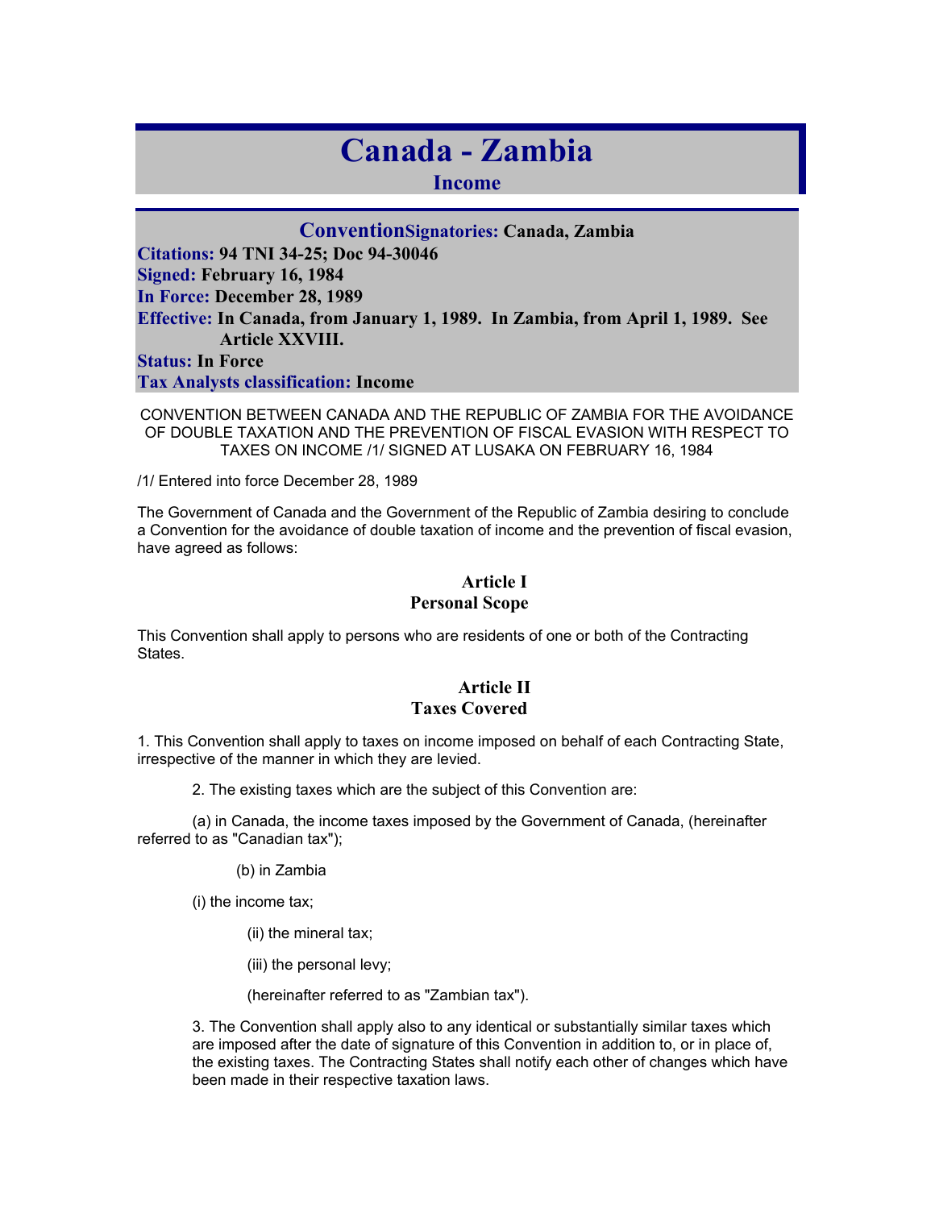# Canada - Zambia

## Income

**Convention** **Signatories:** Canada, Zambia
**Citations:** 94 TNI 34-25; Doc 94-30046
**Signed:** February 16, 1984
**In Force:** December 28, 1989
**Effective:** In Canada, from January 1, 1989. In Zambia, from April 1, 1989. See Article XXVIII.
**Status:** In Force
**Tax Analysts classification:** Income

CONVENTION BETWEEN CANADA AND THE REPUBLIC OF ZAMBIA FOR THE AVOIDANCE OF DOUBLE TAXATION AND THE PREVENTION OF FISCAL EVASION WITH RESPECT TO TAXES ON INCOME /1/ SIGNED AT LUSAKA ON FEBRUARY 16, 1984

/1/ Entered into force December 28, 1989

The Government of Canada and the Government of the Republic of Zambia desiring to conclude a Convention for the avoidance of double taxation of income and the prevention of fiscal evasion, have agreed as follows:

### Article I
### Personal Scope

This Convention shall apply to persons who are residents of one or both of the Contracting States.

### Article II
### Taxes Covered

1. This Convention shall apply to taxes on income imposed on behalf of each Contracting State, irrespective of the manner in which they are levied.

2. The existing taxes which are the subject of this Convention are:

(a) in Canada, the income taxes imposed by the Government of Canada, (hereinafter referred to as "Canadian tax");

(b) in Zambia

(i) the income tax;

(ii) the mineral tax;

(iii) the personal levy;

(hereinafter referred to as "Zambian tax").

3. The Convention shall apply also to any identical or substantially similar taxes which are imposed after the date of signature of this Convention in addition to, or in place of, the existing taxes. The Contracting States shall notify each other of changes which have been made in their respective taxation laws.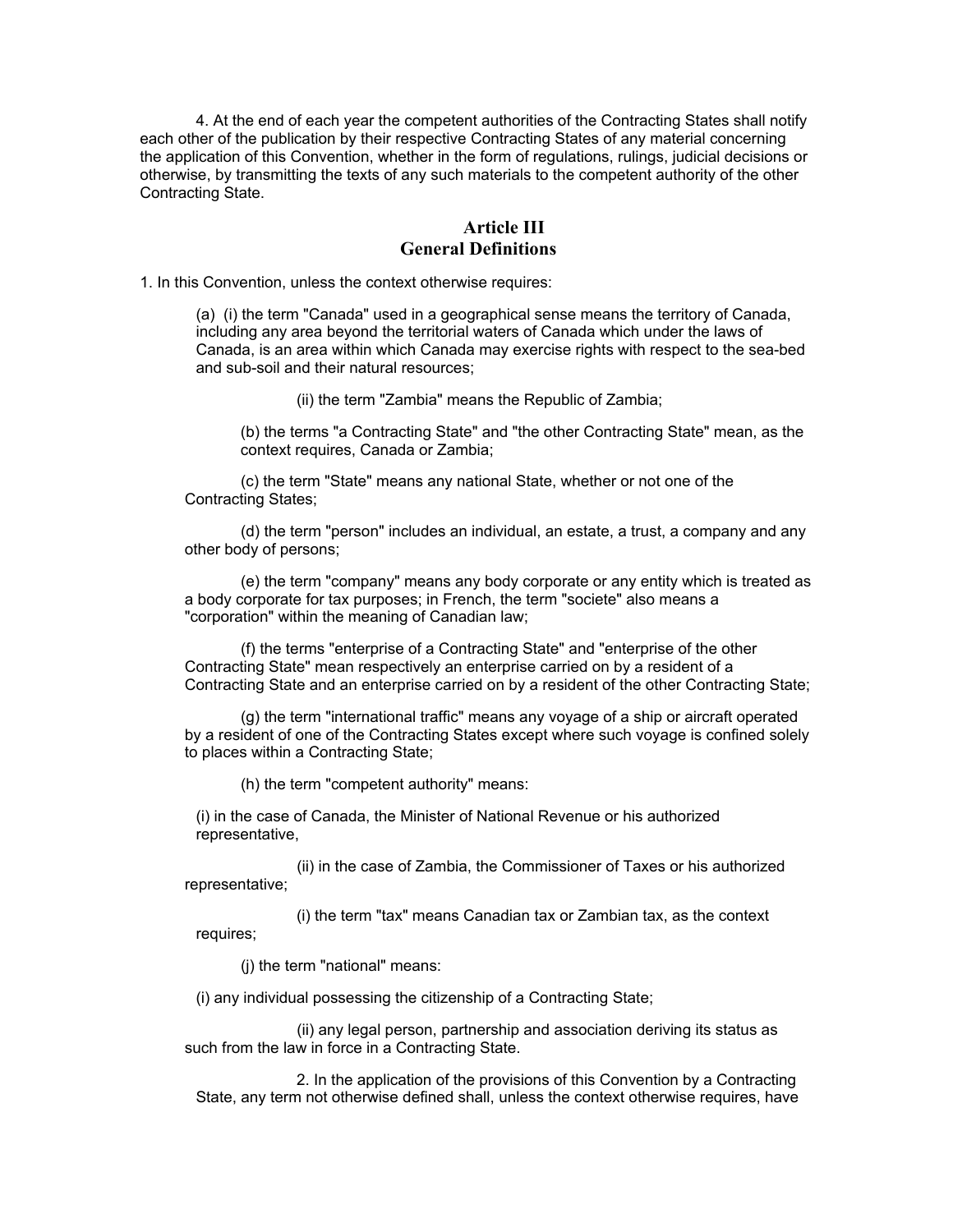4. At the end of each year the competent authorities of the Contracting States shall notify each other of the publication by their respective Contracting States of any material concerning the application of this Convention, whether in the form of regulations, rulings, judicial decisions or otherwise, by transmitting the texts of any such materials to the competent authority of the other Contracting State.

## Article III
## General Definitions

1. In this Convention, unless the context otherwise requires:

(a) (i) the term "Canada" used in a geographical sense means the territory of Canada, including any area beyond the territorial waters of Canada which under the laws of Canada, is an area within which Canada may exercise rights with respect to the sea-bed and sub-soil and their natural resources;

(ii) the term "Zambia" means the Republic of Zambia;

(b) the terms "a Contracting State" and "the other Contracting State" mean, as the context requires, Canada or Zambia;

(c) the term "State" means any national State, whether or not one of the Contracting States;

(d) the term "person" includes an individual, an estate, a trust, a company and any other body of persons;

(e) the term "company" means any body corporate or any entity which is treated as a body corporate for tax purposes; in French, the term "societe" also means a "corporation" within the meaning of Canadian law;

(f) the terms "enterprise of a Contracting State" and "enterprise of the other Contracting State" mean respectively an enterprise carried on by a resident of a Contracting State and an enterprise carried on by a resident of the other Contracting State;

(g) the term "international traffic" means any voyage of a ship or aircraft operated by a resident of one of the Contracting States except where such voyage is confined solely to places within a Contracting State;

(h) the term "competent authority" means:

(i) in the case of Canada, the Minister of National Revenue or his authorized representative,

(ii) in the case of Zambia, the Commissioner of Taxes or his authorized representative;

(i) the term "tax" means Canadian tax or Zambian tax, as the context requires;

(j) the term "national" means:

(i) any individual possessing the citizenship of a Contracting State;

(ii) any legal person, partnership and association deriving its status as such from the law in force in a Contracting State.

2. In the application of the provisions of this Convention by a Contracting State, any term not otherwise defined shall, unless the context otherwise requires, have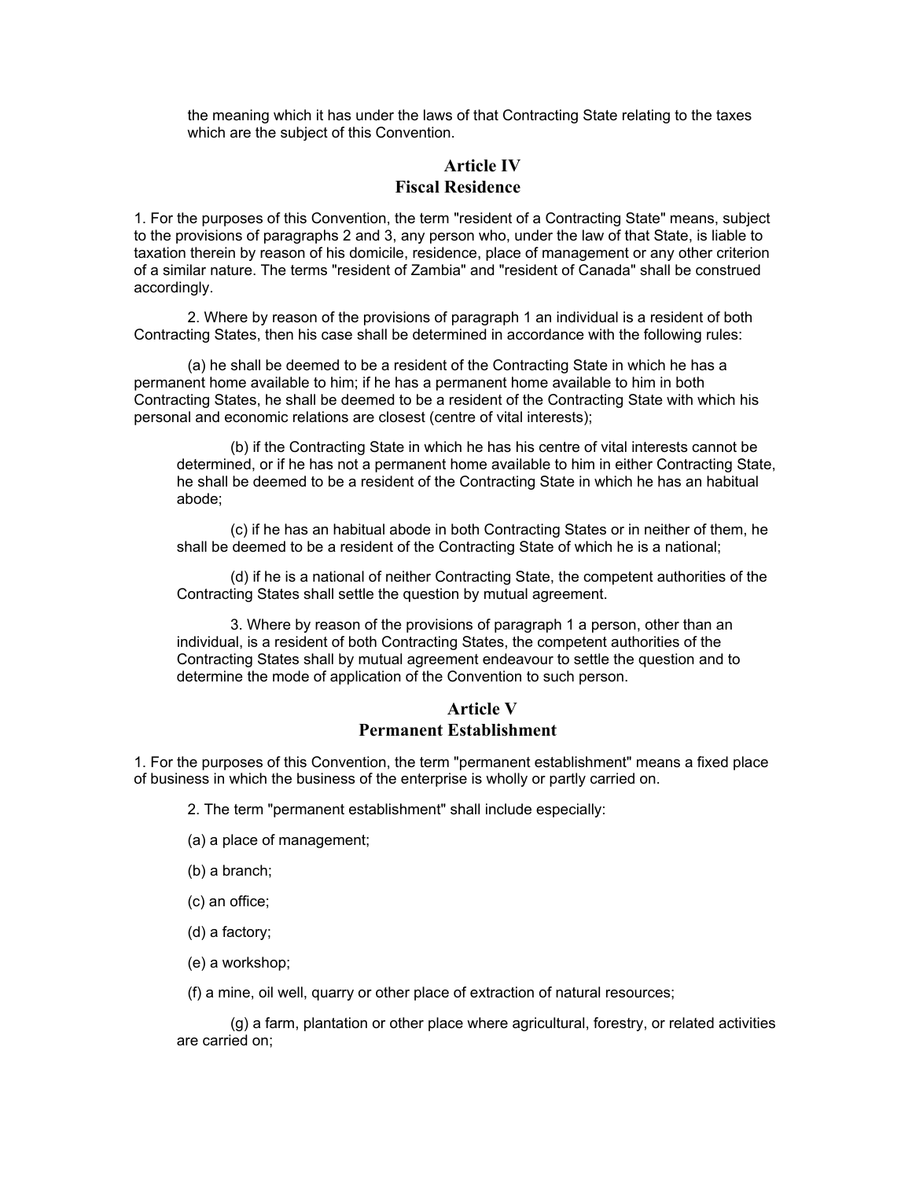the meaning which it has under the laws of that Contracting State relating to the taxes which are the subject of this Convention.

## Article IV
## Fiscal Residence

1. For the purposes of this Convention, the term "resident of a Contracting State" means, subject to the provisions of paragraphs 2 and 3, any person who, under the law of that State, is liable to taxation therein by reason of his domicile, residence, place of management or any other criterion of a similar nature. The terms "resident of Zambia" and "resident of Canada" shall be construed accordingly.

2. Where by reason of the provisions of paragraph 1 an individual is a resident of both Contracting States, then his case shall be determined in accordance with the following rules:

(a) he shall be deemed to be a resident of the Contracting State in which he has a permanent home available to him; if he has a permanent home available to him in both Contracting States, he shall be deemed to be a resident of the Contracting State with which his personal and economic relations are closest (centre of vital interests);

(b) if the Contracting State in which he has his centre of vital interests cannot be determined, or if he has not a permanent home available to him in either Contracting State, he shall be deemed to be a resident of the Contracting State in which he has an habitual abode;

(c) if he has an habitual abode in both Contracting States or in neither of them, he shall be deemed to be a resident of the Contracting State of which he is a national;

(d) if he is a national of neither Contracting State, the competent authorities of the Contracting States shall settle the question by mutual agreement.

3. Where by reason of the provisions of paragraph 1 a person, other than an individual, is a resident of both Contracting States, the competent authorities of the Contracting States shall by mutual agreement endeavour to settle the question and to determine the mode of application of the Convention to such person.

## Article V
## Permanent Establishment

1. For the purposes of this Convention, the term "permanent establishment" means a fixed place of business in which the business of the enterprise is wholly or partly carried on.

2. The term "permanent establishment" shall include especially:

(a) a place of management;

(b) a branch;

(c) an office;

(d) a factory;

(e) a workshop;

(f) a mine, oil well, quarry or other place of extraction of natural resources;

(g) a farm, plantation or other place where agricultural, forestry, or related activities are carried on;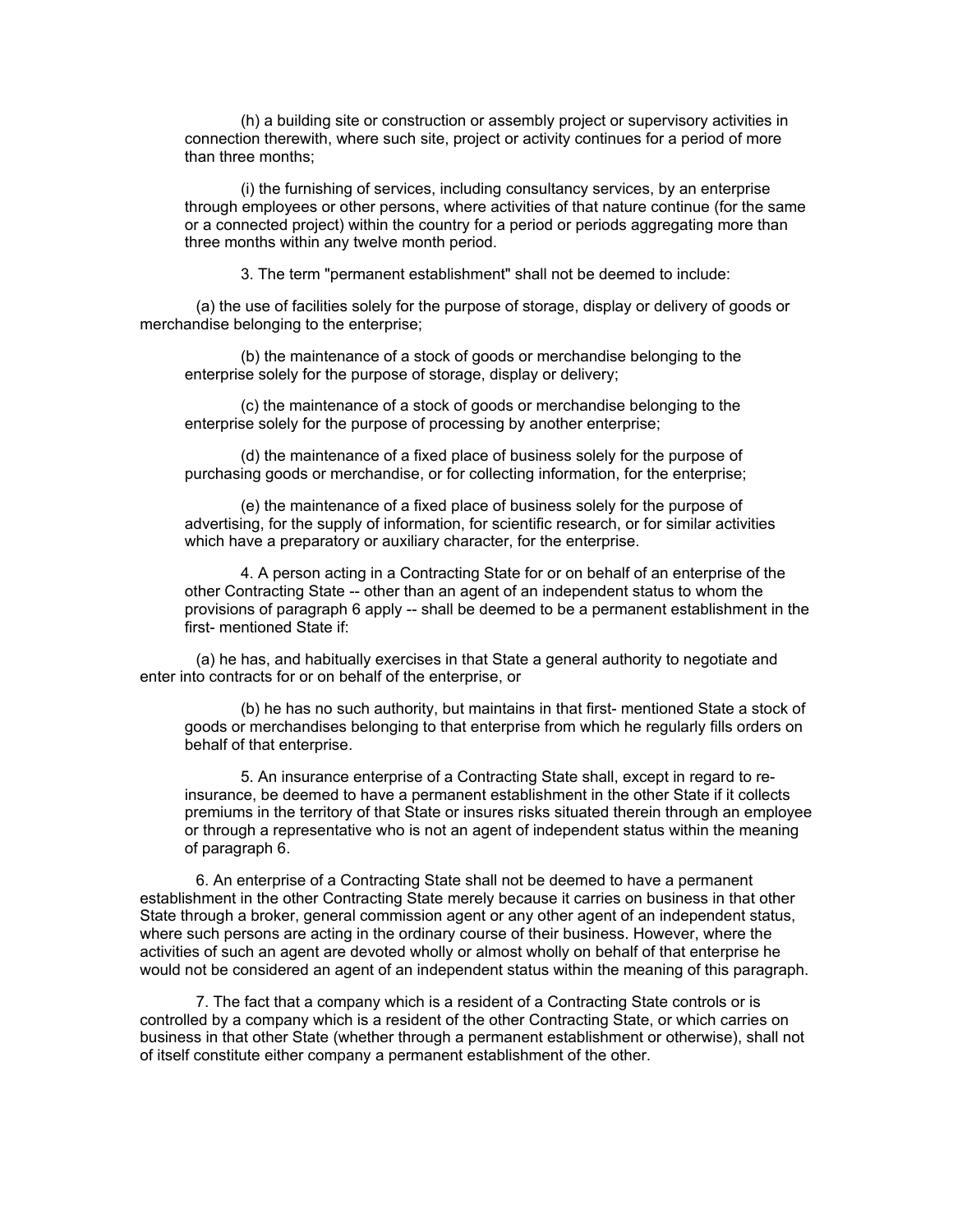(h) a building site or construction or assembly project or supervisory activities in connection therewith, where such site, project or activity continues for a period of more than three months;

(i) the furnishing of services, including consultancy services, by an enterprise through employees or other persons, where activities of that nature continue (for the same or a connected project) within the country for a period or periods aggregating more than three months within any twelve month period.

3. The term "permanent establishment" shall not be deemed to include:

(a) the use of facilities solely for the purpose of storage, display or delivery of goods or merchandise belonging to the enterprise;

(b) the maintenance of a stock of goods or merchandise belonging to the enterprise solely for the purpose of storage, display or delivery;

(c) the maintenance of a stock of goods or merchandise belonging to the enterprise solely for the purpose of processing by another enterprise;

(d) the maintenance of a fixed place of business solely for the purpose of purchasing goods or merchandise, or for collecting information, for the enterprise;

(e) the maintenance of a fixed place of business solely for the purpose of advertising, for the supply of information, for scientific research, or for similar activities which have a preparatory or auxiliary character, for the enterprise.

4. A person acting in a Contracting State for or on behalf of an enterprise of the other Contracting State -- other than an agent of an independent status to whom the provisions of paragraph 6 apply -- shall be deemed to be a permanent establishment in the first- mentioned State if:

(a) he has, and habitually exercises in that State a general authority to negotiate and enter into contracts for or on behalf of the enterprise, or

(b) he has no such authority, but maintains in that first- mentioned State a stock of goods or merchandises belonging to that enterprise from which he regularly fills orders on behalf of that enterprise.

5. An insurance enterprise of a Contracting State shall, except in regard to re-insurance, be deemed to have a permanent establishment in the other State if it collects premiums in the territory of that State or insures risks situated therein through an employee or through a representative who is not an agent of independent status within the meaning of paragraph 6.

6. An enterprise of a Contracting State shall not be deemed to have a permanent establishment in the other Contracting State merely because it carries on business in that other State through a broker, general commission agent or any other agent of an independent status, where such persons are acting in the ordinary course of their business. However, where the activities of such an agent are devoted wholly or almost wholly on behalf of that enterprise he would not be considered an agent of an independent status within the meaning of this paragraph.

7. The fact that a company which is a resident of a Contracting State controls or is controlled by a company which is a resident of the other Contracting State, or which carries on business in that other State (whether through a permanent establishment or otherwise), shall not of itself constitute either company a permanent establishment of the other.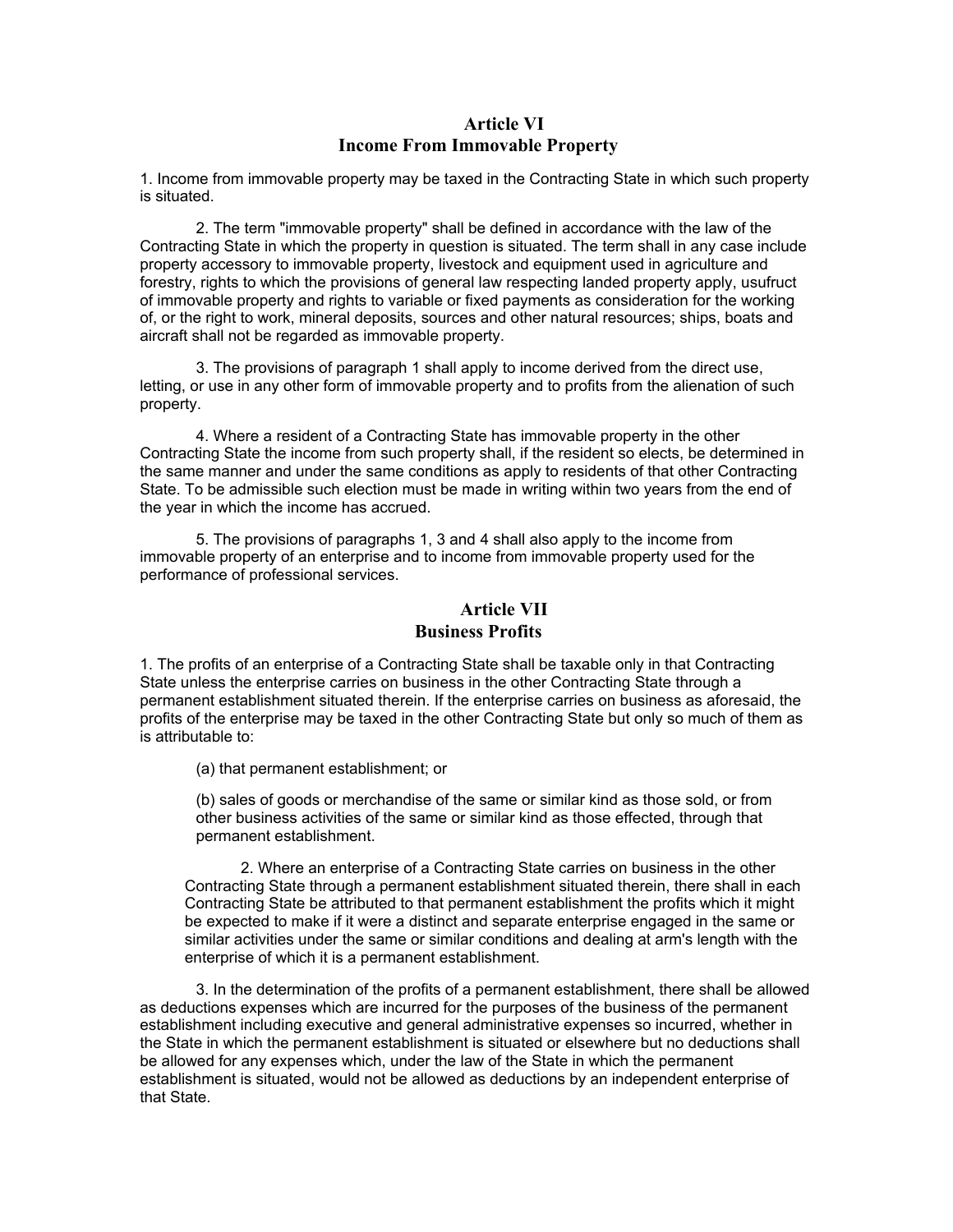## Article VI
## Income From Immovable Property

1. Income from immovable property may be taxed in the Contracting State in which such property is situated.

2. The term "immovable property" shall be defined in accordance with the law of the Contracting State in which the property in question is situated. The term shall in any case include property accessory to immovable property, livestock and equipment used in agriculture and forestry, rights to which the provisions of general law respecting landed property apply, usufruct of immovable property and rights to variable or fixed payments as consideration for the working of, or the right to work, mineral deposits, sources and other natural resources; ships, boats and aircraft shall not be regarded as immovable property.

3. The provisions of paragraph 1 shall apply to income derived from the direct use, letting, or use in any other form of immovable property and to profits from the alienation of such property.

4. Where a resident of a Contracting State has immovable property in the other Contracting State the income from such property shall, if the resident so elects, be determined in the same manner and under the same conditions as apply to residents of that other Contracting State. To be admissible such election must be made in writing within two years from the end of the year in which the income has accrued.

5. The provisions of paragraphs 1, 3 and 4 shall also apply to the income from immovable property of an enterprise and to income from immovable property used for the performance of professional services.

## Article VII
## Business Profits

1. The profits of an enterprise of a Contracting State shall be taxable only in that Contracting State unless the enterprise carries on business in the other Contracting State through a permanent establishment situated therein. If the enterprise carries on business as aforesaid, the profits of the enterprise may be taxed in the other Contracting State but only so much of them as is attributable to:

(a) that permanent establishment; or

(b) sales of goods or merchandise of the same or similar kind as those sold, or from other business activities of the same or similar kind as those effected, through that permanent establishment.

2. Where an enterprise of a Contracting State carries on business in the other Contracting State through a permanent establishment situated therein, there shall in each Contracting State be attributed to that permanent establishment the profits which it might be expected to make if it were a distinct and separate enterprise engaged in the same or similar activities under the same or similar conditions and dealing at arm's length with the enterprise of which it is a permanent establishment.

3. In the determination of the profits of a permanent establishment, there shall be allowed as deductions expenses which are incurred for the purposes of the business of the permanent establishment including executive and general administrative expenses so incurred, whether in the State in which the permanent establishment is situated or elsewhere but no deductions shall be allowed for any expenses which, under the law of the State in which the permanent establishment is situated, would not be allowed as deductions by an independent enterprise of that State.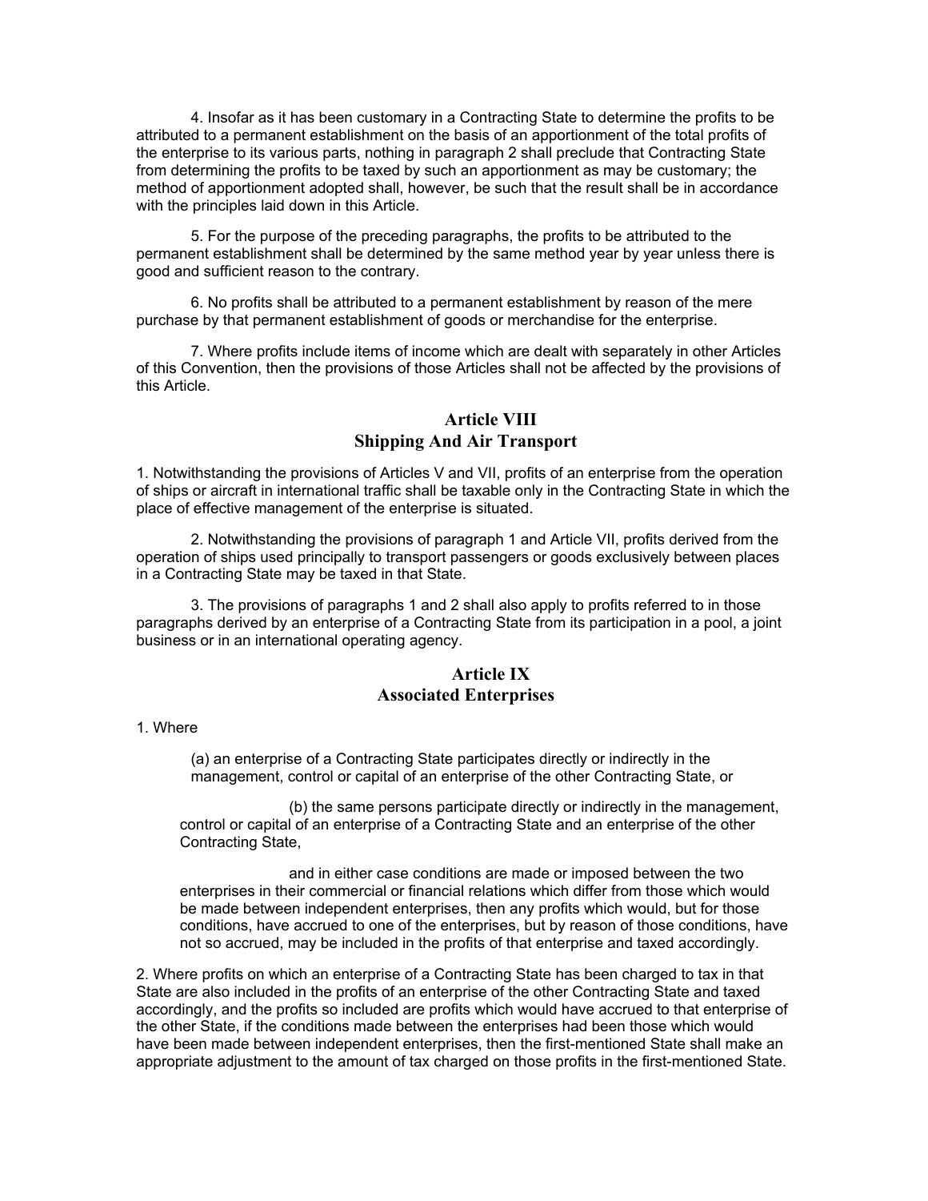4. Insofar as it has been customary in a Contracting State to determine the profits to be attributed to a permanent establishment on the basis of an apportionment of the total profits of the enterprise to its various parts, nothing in paragraph 2 shall preclude that Contracting State from determining the profits to be taxed by such an apportionment as may be customary; the method of apportionment adopted shall, however, be such that the result shall be in accordance with the principles laid down in this Article.

5. For the purpose of the preceding paragraphs, the profits to be attributed to the permanent establishment shall be determined by the same method year by year unless there is good and sufficient reason to the contrary.

6. No profits shall be attributed to a permanent establishment by reason of the mere purchase by that permanent establishment of goods or merchandise for the enterprise.

7. Where profits include items of income which are dealt with separately in other Articles of this Convention, then the provisions of those Articles shall not be affected by the provisions of this Article.

## Article VIII
## Shipping And Air Transport

1. Notwithstanding the provisions of Articles V and VII, profits of an enterprise from the operation of ships or aircraft in international traffic shall be taxable only in the Contracting State in which the place of effective management of the enterprise is situated.

2. Notwithstanding the provisions of paragraph 1 and Article VII, profits derived from the operation of ships used principally to transport passengers or goods exclusively between places in a Contracting State may be taxed in that State.

3. The provisions of paragraphs 1 and 2 shall also apply to profits referred to in those paragraphs derived by an enterprise of a Contracting State from its participation in a pool, a joint business or in an international operating agency.

## Article IX
## Associated Enterprises

1. Where

(a) an enterprise of a Contracting State participates directly or indirectly in the management, control or capital of an enterprise of the other Contracting State, or

(b) the same persons participate directly or indirectly in the management, control or capital of an enterprise of a Contracting State and an enterprise of the other Contracting State,

and in either case conditions are made or imposed between the two enterprises in their commercial or financial relations which differ from those which would be made between independent enterprises, then any profits which would, but for those conditions, have accrued to one of the enterprises, but by reason of those conditions, have not so accrued, may be included in the profits of that enterprise and taxed accordingly.

2. Where profits on which an enterprise of a Contracting State has been charged to tax in that State are also included in the profits of an enterprise of the other Contracting State and taxed accordingly, and the profits so included are profits which would have accrued to that enterprise of the other State, if the conditions made between the enterprises had been those which would have been made between independent enterprises, then the first-mentioned State shall make an appropriate adjustment to the amount of tax charged on those profits in the first-mentioned State.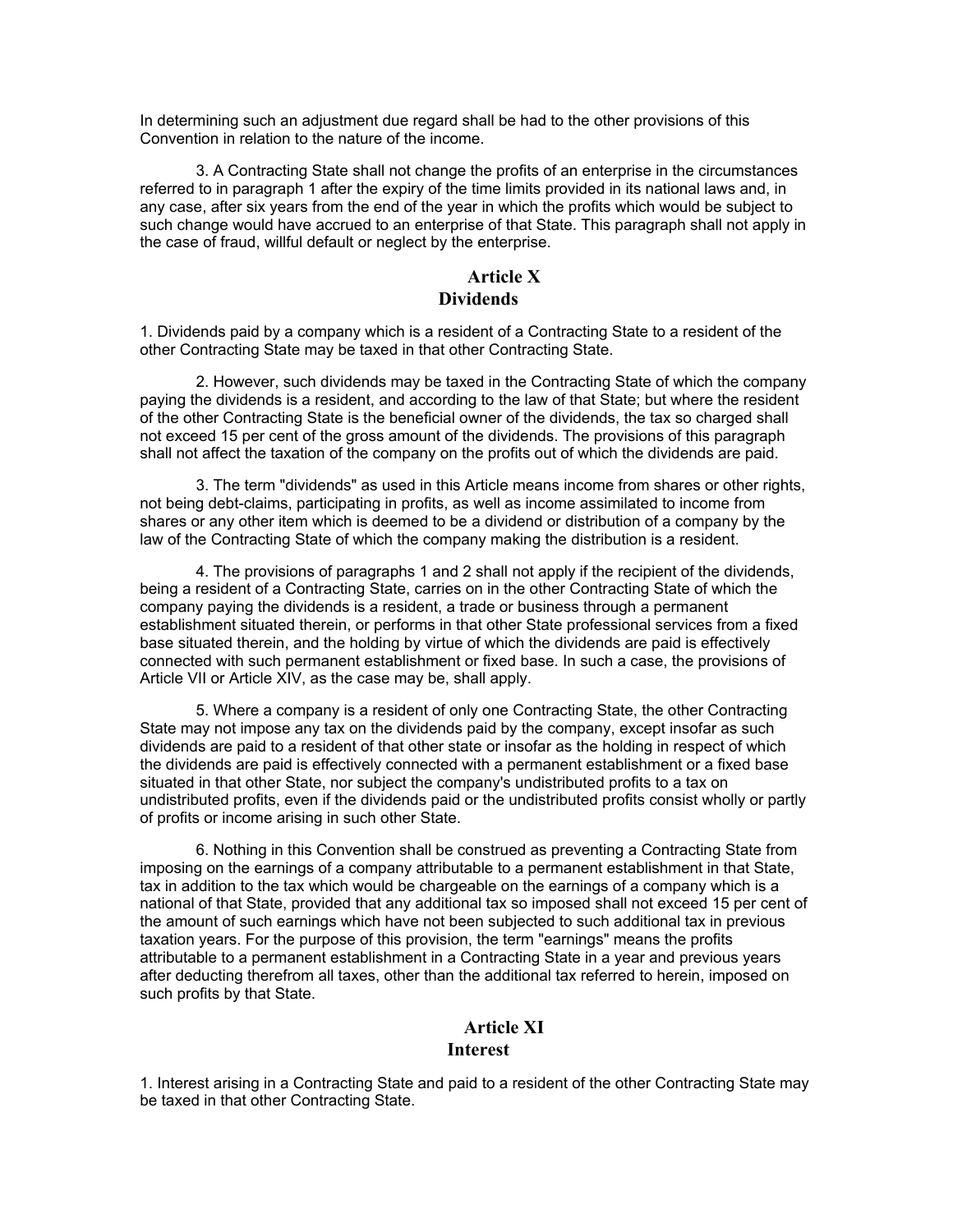In determining such an adjustment due regard shall be had to the other provisions of this Convention in relation to the nature of the income.

3. A Contracting State shall not change the profits of an enterprise in the circumstances referred to in paragraph 1 after the expiry of the time limits provided in its national laws and, in any case, after six years from the end of the year in which the profits which would be subject to such change would have accrued to an enterprise of that State. This paragraph shall not apply in the case of fraud, willful default or neglect by the enterprise.

## Article X
## Dividends

1. Dividends paid by a company which is a resident of a Contracting State to a resident of the other Contracting State may be taxed in that other Contracting State.

2. However, such dividends may be taxed in the Contracting State of which the company paying the dividends is a resident, and according to the law of that State; but where the resident of the other Contracting State is the beneficial owner of the dividends, the tax so charged shall not exceed 15 per cent of the gross amount of the dividends. The provisions of this paragraph shall not affect the taxation of the company on the profits out of which the dividends are paid.

3. The term "dividends" as used in this Article means income from shares or other rights, not being debt-claims, participating in profits, as well as income assimilated to income from shares or any other item which is deemed to be a dividend or distribution of a company by the law of the Contracting State of which the company making the distribution is a resident.

4. The provisions of paragraphs 1 and 2 shall not apply if the recipient of the dividends, being a resident of a Contracting State, carries on in the other Contracting State of which the company paying the dividends is a resident, a trade or business through a permanent establishment situated therein, or performs in that other State professional services from a fixed base situated therein, and the holding by virtue of which the dividends are paid is effectively connected with such permanent establishment or fixed base. In such a case, the provisions of Article VII or Article XIV, as the case may be, shall apply.

5. Where a company is a resident of only one Contracting State, the other Contracting State may not impose any tax on the dividends paid by the company, except insofar as such dividends are paid to a resident of that other state or insofar as the holding in respect of which the dividends are paid is effectively connected with a permanent establishment or a fixed base situated in that other State, nor subject the company's undistributed profits to a tax on undistributed profits, even if the dividends paid or the undistributed profits consist wholly or partly of profits or income arising in such other State.

6. Nothing in this Convention shall be construed as preventing a Contracting State from imposing on the earnings of a company attributable to a permanent establishment in that State, tax in addition to the tax which would be chargeable on the earnings of a company which is a national of that State, provided that any additional tax so imposed shall not exceed 15 per cent of the amount of such earnings which have not been subjected to such additional tax in previous taxation years. For the purpose of this provision, the term "earnings" means the profits attributable to a permanent establishment in a Contracting State in a year and previous years after deducting therefrom all taxes, other than the additional tax referred to herein, imposed on such profits by that State.

## Article XI
## Interest

1. Interest arising in a Contracting State and paid to a resident of the other Contracting State may be taxed in that other Contracting State.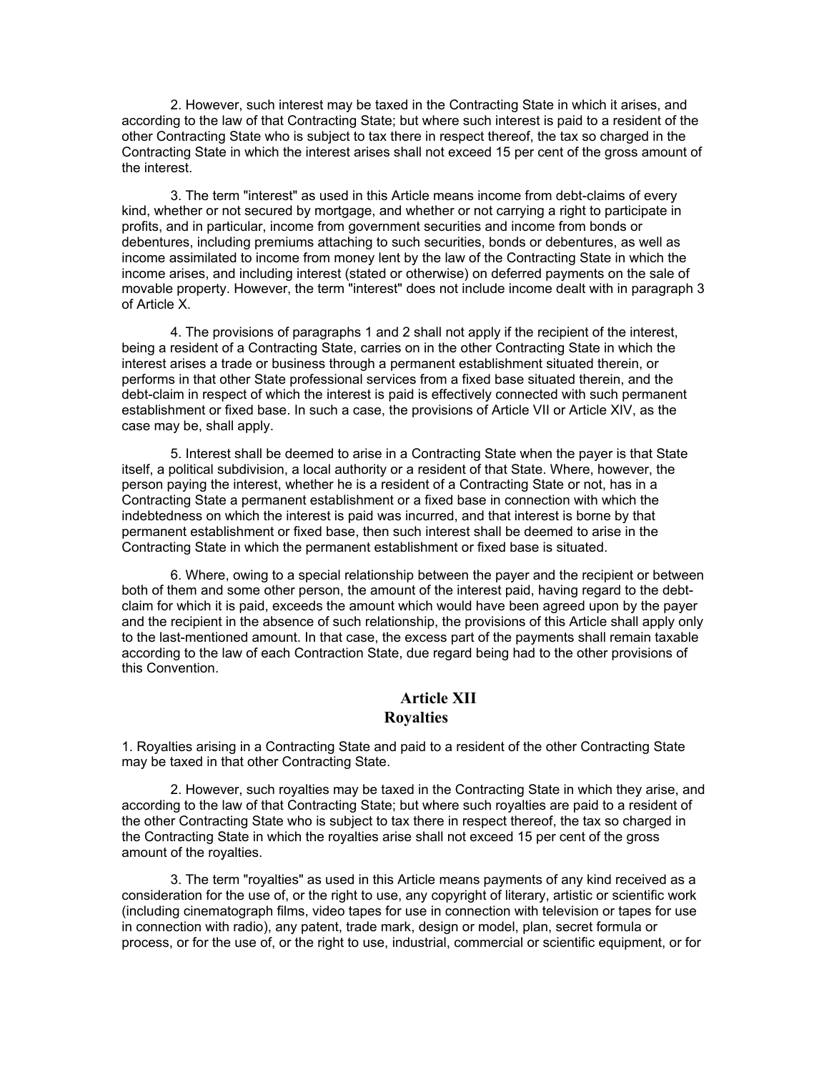2. However, such interest may be taxed in the Contracting State in which it arises, and according to the law of that Contracting State; but where such interest is paid to a resident of the other Contracting State who is subject to tax there in respect thereof, the tax so charged in the Contracting State in which the interest arises shall not exceed 15 per cent of the gross amount of the interest.

3. The term "interest" as used in this Article means income from debt-claims of every kind, whether or not secured by mortgage, and whether or not carrying a right to participate in profits, and in particular, income from government securities and income from bonds or debentures, including premiums attaching to such securities, bonds or debentures, as well as income assimilated to income from money lent by the law of the Contracting State in which the income arises, and including interest (stated or otherwise) on deferred payments on the sale of movable property. However, the term "interest" does not include income dealt with in paragraph 3 of Article X.

4. The provisions of paragraphs 1 and 2 shall not apply if the recipient of the interest, being a resident of a Contracting State, carries on in the other Contracting State in which the interest arises a trade or business through a permanent establishment situated therein, or performs in that other State professional services from a fixed base situated therein, and the debt-claim in respect of which the interest is paid is effectively connected with such permanent establishment or fixed base. In such a case, the provisions of Article VII or Article XIV, as the case may be, shall apply.

5. Interest shall be deemed to arise in a Contracting State when the payer is that State itself, a political subdivision, a local authority or a resident of that State. Where, however, the person paying the interest, whether he is a resident of a Contracting State or not, has in a Contracting State a permanent establishment or a fixed base in connection with which the indebtedness on which the interest is paid was incurred, and that interest is borne by that permanent establishment or fixed base, then such interest shall be deemed to arise in the Contracting State in which the permanent establishment or fixed base is situated.

6. Where, owing to a special relationship between the payer and the recipient or between both of them and some other person, the amount of the interest paid, having regard to the debt-claim for which it is paid, exceeds the amount which would have been agreed upon by the payer and the recipient in the absence of such relationship, the provisions of this Article shall apply only to the last-mentioned amount. In that case, the excess part of the payments shall remain taxable according to the law of each Contraction State, due regard being had to the other provisions of this Convention.

## Article XII
## Royalties

1. Royalties arising in a Contracting State and paid to a resident of the other Contracting State may be taxed in that other Contracting State.

2. However, such royalties may be taxed in the Contracting State in which they arise, and according to the law of that Contracting State; but where such royalties are paid to a resident of the other Contracting State who is subject to tax there in respect thereof, the tax so charged in the Contracting State in which the royalties arise shall not exceed 15 per cent of the gross amount of the royalties.

3. The term "royalties" as used in this Article means payments of any kind received as a consideration for the use of, or the right to use, any copyright of literary, artistic or scientific work (including cinematograph films, video tapes for use in connection with television or tapes for use in connection with radio), any patent, trade mark, design or model, plan, secret formula or process, or for the use of, or the right to use, industrial, commercial or scientific equipment, or for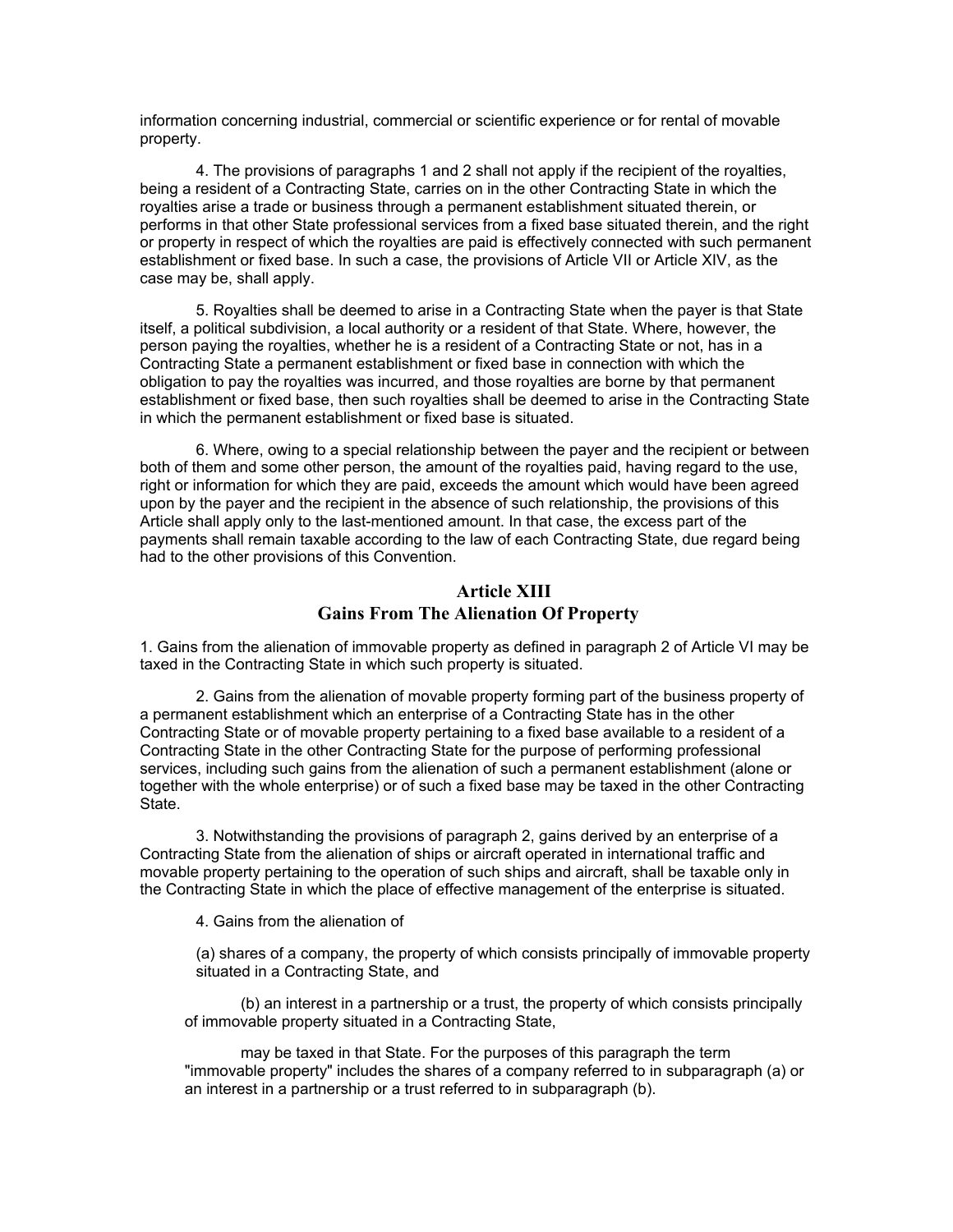information concerning industrial, commercial or scientific experience or for rental of movable property.

4. The provisions of paragraphs 1 and 2 shall not apply if the recipient of the royalties, being a resident of a Contracting State, carries on in the other Contracting State in which the royalties arise a trade or business through a permanent establishment situated therein, or performs in that other State professional services from a fixed base situated therein, and the right or property in respect of which the royalties are paid is effectively connected with such permanent establishment or fixed base. In such a case, the provisions of Article VII or Article XIV, as the case may be, shall apply.

5. Royalties shall be deemed to arise in a Contracting State when the payer is that State itself, a political subdivision, a local authority or a resident of that State. Where, however, the person paying the royalties, whether he is a resident of a Contracting State or not, has in a Contracting State a permanent establishment or fixed base in connection with which the obligation to pay the royalties was incurred, and those royalties are borne by that permanent establishment or fixed base, then such royalties shall be deemed to arise in the Contracting State in which the permanent establishment or fixed base is situated.

6. Where, owing to a special relationship between the payer and the recipient or between both of them and some other person, the amount of the royalties paid, having regard to the use, right or information for which they are paid, exceeds the amount which would have been agreed upon by the payer and the recipient in the absence of such relationship, the provisions of this Article shall apply only to the last-mentioned amount. In that case, the excess part of the payments shall remain taxable according to the law of each Contracting State, due regard being had to the other provisions of this Convention.

## Article XIII
## Gains From The Alienation Of Property

1. Gains from the alienation of immovable property as defined in paragraph 2 of Article VI may be taxed in the Contracting State in which such property is situated.

2. Gains from the alienation of movable property forming part of the business property of a permanent establishment which an enterprise of a Contracting State has in the other Contracting State or of movable property pertaining to a fixed base available to a resident of a Contracting State in the other Contracting State for the purpose of performing professional services, including such gains from the alienation of such a permanent establishment (alone or together with the whole enterprise) or of such a fixed base may be taxed in the other Contracting State.

3. Notwithstanding the provisions of paragraph 2, gains derived by an enterprise of a Contracting State from the alienation of ships or aircraft operated in international traffic and movable property pertaining to the operation of such ships and aircraft, shall be taxable only in the Contracting State in which the place of effective management of the enterprise is situated.

4. Gains from the alienation of

(a) shares of a company, the property of which consists principally of immovable property situated in a Contracting State, and

(b) an interest in a partnership or a trust, the property of which consists principally of immovable property situated in a Contracting State,

may be taxed in that State. For the purposes of this paragraph the term "immovable property" includes the shares of a company referred to in subparagraph (a) or an interest in a partnership or a trust referred to in subparagraph (b).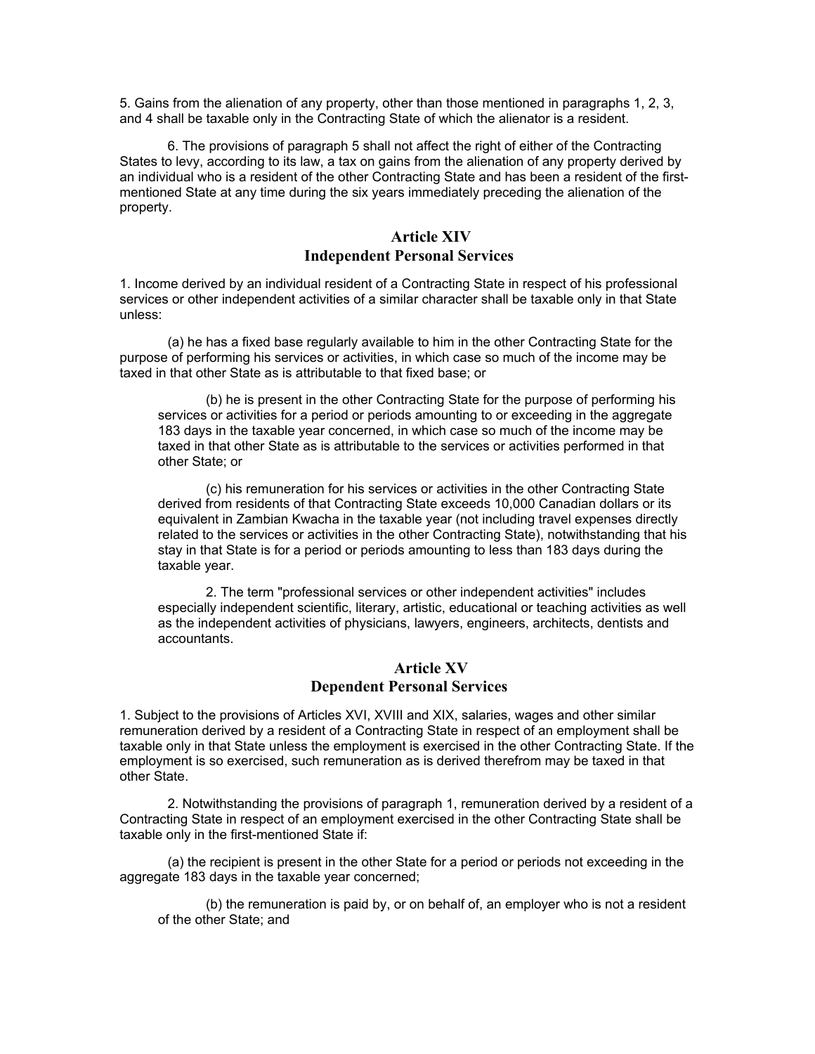5. Gains from the alienation of any property, other than those mentioned in paragraphs 1, 2, 3, and 4 shall be taxable only in the Contracting State of which the alienator is a resident.

6. The provisions of paragraph 5 shall not affect the right of either of the Contracting States to levy, according to its law, a tax on gains from the alienation of any property derived by an individual who is a resident of the other Contracting State and has been a resident of the first-mentioned State at any time during the six years immediately preceding the alienation of the property.

## Article XIV
## Independent Personal Services

1. Income derived by an individual resident of a Contracting State in respect of his professional services or other independent activities of a similar character shall be taxable only in that State unless:

(a) he has a fixed base regularly available to him in the other Contracting State for the purpose of performing his services or activities, in which case so much of the income may be taxed in that other State as is attributable to that fixed base; or

(b) he is present in the other Contracting State for the purpose of performing his services or activities for a period or periods amounting to or exceeding in the aggregate 183 days in the taxable year concerned, in which case so much of the income may be taxed in that other State as is attributable to the services or activities performed in that other State; or

(c) his remuneration for his services or activities in the other Contracting State derived from residents of that Contracting State exceeds 10,000 Canadian dollars or its equivalent in Zambian Kwacha in the taxable year (not including travel expenses directly related to the services or activities in the other Contracting State), notwithstanding that his stay in that State is for a period or periods amounting to less than 183 days during the taxable year.

2. The term "professional services or other independent activities" includes especially independent scientific, literary, artistic, educational or teaching activities as well as the independent activities of physicians, lawyers, engineers, architects, dentists and accountants.

## Article XV
## Dependent Personal Services

1. Subject to the provisions of Articles XVI, XVIII and XIX, salaries, wages and other similar remuneration derived by a resident of a Contracting State in respect of an employment shall be taxable only in that State unless the employment is exercised in the other Contracting State. If the employment is so exercised, such remuneration as is derived therefrom may be taxed in that other State.

2. Notwithstanding the provisions of paragraph 1, remuneration derived by a resident of a Contracting State in respect of an employment exercised in the other Contracting State shall be taxable only in the first-mentioned State if:

(a) the recipient is present in the other State for a period or periods not exceeding in the aggregate 183 days in the taxable year concerned;

(b) the remuneration is paid by, or on behalf of, an employer who is not a resident of the other State; and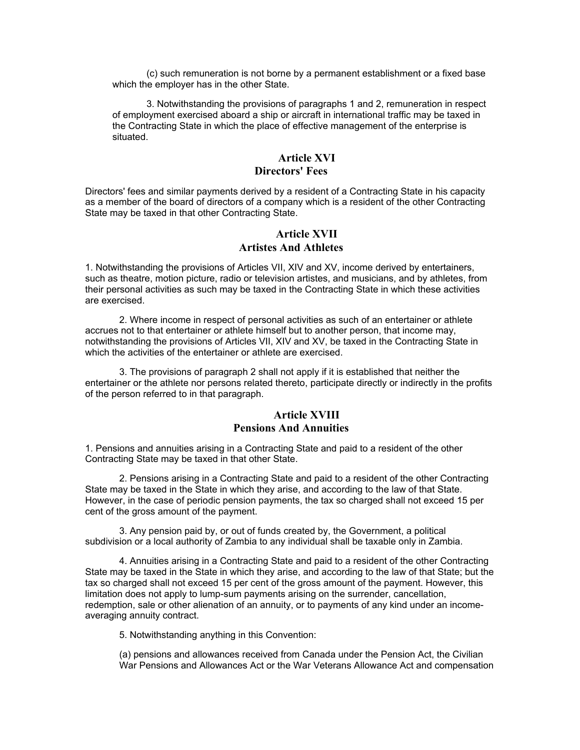(c) such remuneration is not borne by a permanent establishment or a fixed base which the employer has in the other State.

3. Notwithstanding the provisions of paragraphs 1 and 2, remuneration in respect of employment exercised aboard a ship or aircraft in international traffic may be taxed in the Contracting State in which the place of effective management of the enterprise is situated.

## Article XVI
## Directors' Fees

Directors' fees and similar payments derived by a resident of a Contracting State in his capacity as a member of the board of directors of a company which is a resident of the other Contracting State may be taxed in that other Contracting State.

## Article XVII
## Artistes And Athletes

1. Notwithstanding the provisions of Articles VII, XIV and XV, income derived by entertainers, such as theatre, motion picture, radio or television artistes, and musicians, and by athletes, from their personal activities as such may be taxed in the Contracting State in which these activities are exercised.

2. Where income in respect of personal activities as such of an entertainer or athlete accrues not to that entertainer or athlete himself but to another person, that income may, notwithstanding the provisions of Articles VII, XIV and XV, be taxed in the Contracting State in which the activities of the entertainer or athlete are exercised.

3. The provisions of paragraph 2 shall not apply if it is established that neither the entertainer or the athlete nor persons related thereto, participate directly or indirectly in the profits of the person referred to in that paragraph.

## Article XVIII
## Pensions And Annuities

1. Pensions and annuities arising in a Contracting State and paid to a resident of the other Contracting State may be taxed in that other State.

2. Pensions arising in a Contracting State and paid to a resident of the other Contracting State may be taxed in the State in which they arise, and according to the law of that State. However, in the case of periodic pension payments, the tax so charged shall not exceed 15 per cent of the gross amount of the payment.

3. Any pension paid by, or out of funds created by, the Government, a political subdivision or a local authority of Zambia to any individual shall be taxable only in Zambia.

4. Annuities arising in a Contracting State and paid to a resident of the other Contracting State may be taxed in the State in which they arise, and according to the law of that State; but the tax so charged shall not exceed 15 per cent of the gross amount of the payment. However, this limitation does not apply to lump-sum payments arising on the surrender, cancellation, redemption, sale or other alienation of an annuity, or to payments of any kind under an income-averaging annuity contract.

5. Notwithstanding anything in this Convention:

(a) pensions and allowances received from Canada under the Pension Act, the Civilian War Pensions and Allowances Act or the War Veterans Allowance Act and compensation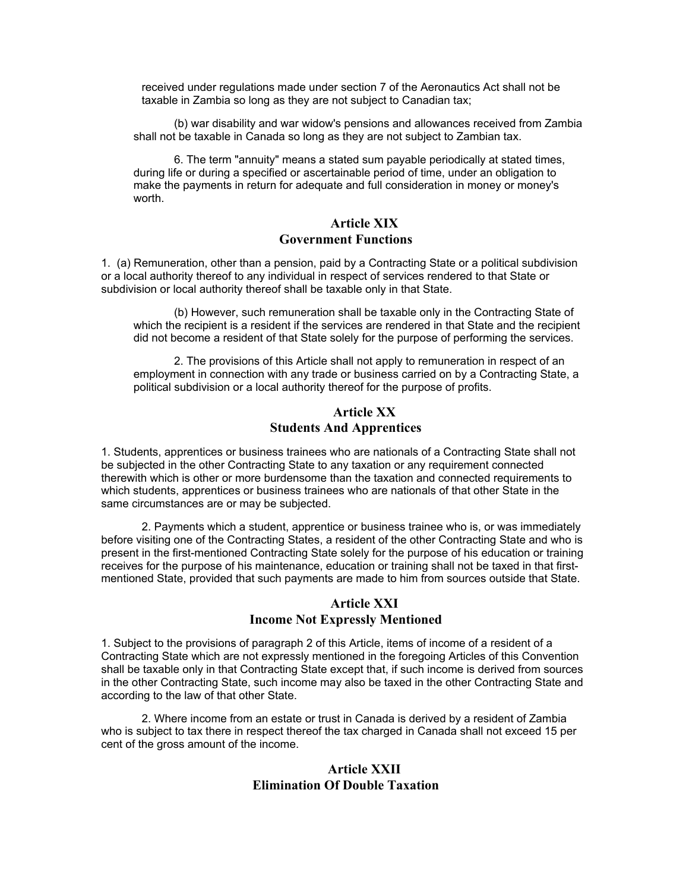received under regulations made under section 7 of the Aeronautics Act shall not be taxable in Zambia so long as they are not subject to Canadian tax;

(b) war disability and war widow's pensions and allowances received from Zambia shall not be taxable in Canada so long as they are not subject to Zambian tax.

6. The term "annuity" means a stated sum payable periodically at stated times, during life or during a specified or ascertainable period of time, under an obligation to make the payments in return for adequate and full consideration in money or money's worth.

## Article XIX
## Government Functions

1. (a) Remuneration, other than a pension, paid by a Contracting State or a political subdivision or a local authority thereof to any individual in respect of services rendered to that State or subdivision or local authority thereof shall be taxable only in that State.

(b) However, such remuneration shall be taxable only in the Contracting State of which the recipient is a resident if the services are rendered in that State and the recipient did not become a resident of that State solely for the purpose of performing the services.

2. The provisions of this Article shall not apply to remuneration in respect of an employment in connection with any trade or business carried on by a Contracting State, a political subdivision or a local authority thereof for the purpose of profits.

## Article XX
## Students And Apprentices

1. Students, apprentices or business trainees who are nationals of a Contracting State shall not be subjected in the other Contracting State to any taxation or any requirement connected therewith which is other or more burdensome than the taxation and connected requirements to which students, apprentices or business trainees who are nationals of that other State in the same circumstances are or may be subjected.

2. Payments which a student, apprentice or business trainee who is, or was immediately before visiting one of the Contracting States, a resident of the other Contracting State and who is present in the first-mentioned Contracting State solely for the purpose of his education or training receives for the purpose of his maintenance, education or training shall not be taxed in that first-mentioned State, provided that such payments are made to him from sources outside that State.

## Article XXI
## Income Not Expressly Mentioned

1. Subject to the provisions of paragraph 2 of this Article, items of income of a resident of a Contracting State which are not expressly mentioned in the foregoing Articles of this Convention shall be taxable only in that Contracting State except that, if such income is derived from sources in the other Contracting State, such income may also be taxed in the other Contracting State and according to the law of that other State.

2. Where income from an estate or trust in Canada is derived by a resident of Zambia who is subject to tax there in respect thereof the tax charged in Canada shall not exceed 15 per cent of the gross amount of the income.

## Article XXII
## Elimination Of Double Taxation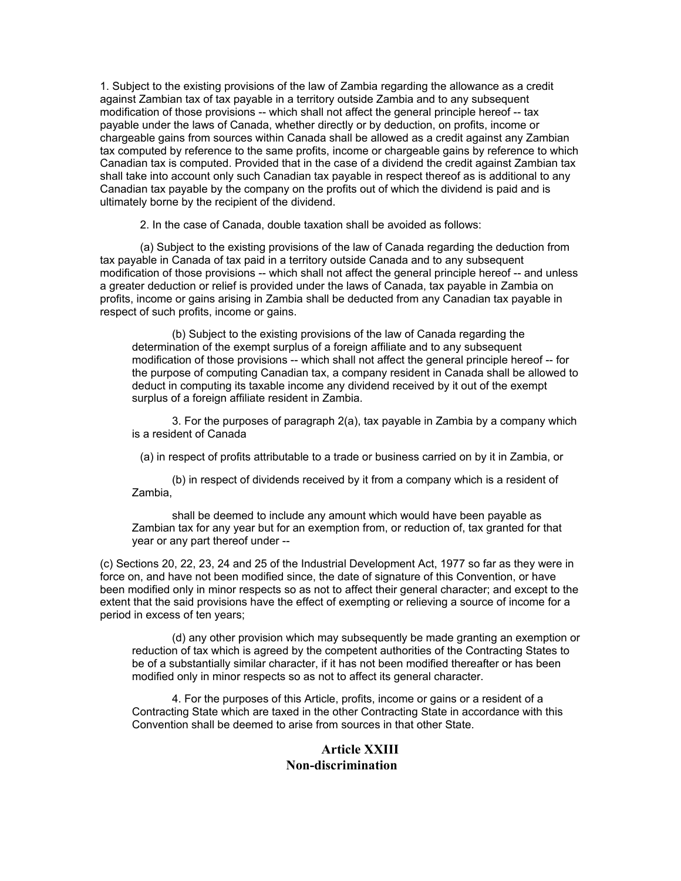1. Subject to the existing provisions of the law of Zambia regarding the allowance as a credit against Zambian tax of tax payable in a territory outside Zambia and to any subsequent modification of those provisions -- which shall not affect the general principle hereof -- tax payable under the laws of Canada, whether directly or by deduction, on profits, income or chargeable gains from sources within Canada shall be allowed as a credit against any Zambian tax computed by reference to the same profits, income or chargeable gains by reference to which Canadian tax is computed. Provided that in the case of a dividend the credit against Zambian tax shall take into account only such Canadian tax payable in respect thereof as is additional to any Canadian tax payable by the company on the profits out of which the dividend is paid and is ultimately borne by the recipient of the dividend.

2. In the case of Canada, double taxation shall be avoided as follows:

(a) Subject to the existing provisions of the law of Canada regarding the deduction from tax payable in Canada of tax paid in a territory outside Canada and to any subsequent modification of those provisions -- which shall not affect the general principle hereof -- and unless a greater deduction or relief is provided under the laws of Canada, tax payable in Zambia on profits, income or gains arising in Zambia shall be deducted from any Canadian tax payable in respect of such profits, income or gains.

(b) Subject to the existing provisions of the law of Canada regarding the determination of the exempt surplus of a foreign affiliate and to any subsequent modification of those provisions -- which shall not affect the general principle hereof -- for the purpose of computing Canadian tax, a company resident in Canada shall be allowed to deduct in computing its taxable income any dividend received by it out of the exempt surplus of a foreign affiliate resident in Zambia.

3. For the purposes of paragraph 2(a), tax payable in Zambia by a company which is a resident of Canada

(a) in respect of profits attributable to a trade or business carried on by it in Zambia, or

(b) in respect of dividends received by it from a company which is a resident of Zambia,

shall be deemed to include any amount which would have been payable as Zambian tax for any year but for an exemption from, or reduction of, tax granted for that year or any part thereof under --

(c) Sections 20, 22, 23, 24 and 25 of the Industrial Development Act, 1977 so far as they were in force on, and have not been modified since, the date of signature of this Convention, or have been modified only in minor respects so as not to affect their general character; and except to the extent that the said provisions have the effect of exempting or relieving a source of income for a period in excess of ten years;

(d) any other provision which may subsequently be made granting an exemption or reduction of tax which is agreed by the competent authorities of the Contracting States to be of a substantially similar character, if it has not been modified thereafter or has been modified only in minor respects so as not to affect its general character.

4. For the purposes of this Article, profits, income or gains or a resident of a Contracting State which are taxed in the other Contracting State in accordance with this Convention shall be deemed to arise from sources in that other State.

## Article XXIII
## Non-discrimination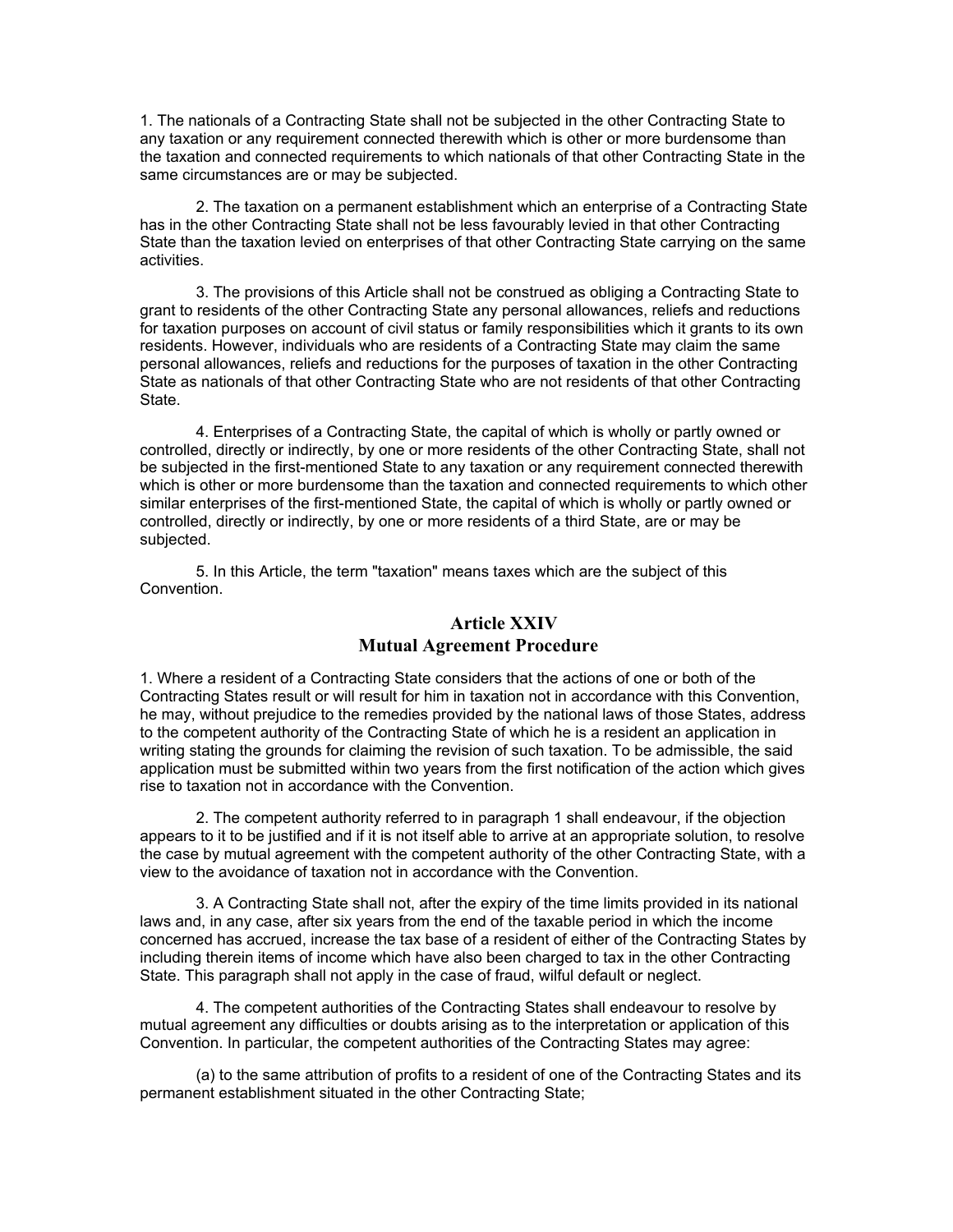1. The nationals of a Contracting State shall not be subjected in the other Contracting State to any taxation or any requirement connected therewith which is other or more burdensome than the taxation and connected requirements to which nationals of that other Contracting State in the same circumstances are or may be subjected.

2. The taxation on a permanent establishment which an enterprise of a Contracting State has in the other Contracting State shall not be less favourably levied in that other Contracting State than the taxation levied on enterprises of that other Contracting State carrying on the same activities.

3. The provisions of this Article shall not be construed as obliging a Contracting State to grant to residents of the other Contracting State any personal allowances, reliefs and reductions for taxation purposes on account of civil status or family responsibilities which it grants to its own residents. However, individuals who are residents of a Contracting State may claim the same personal allowances, reliefs and reductions for the purposes of taxation in the other Contracting State as nationals of that other Contracting State who are not residents of that other Contracting State.

4. Enterprises of a Contracting State, the capital of which is wholly or partly owned or controlled, directly or indirectly, by one or more residents of the other Contracting State, shall not be subjected in the first-mentioned State to any taxation or any requirement connected therewith which is other or more burdensome than the taxation and connected requirements to which other similar enterprises of the first-mentioned State, the capital of which is wholly or partly owned or controlled, directly or indirectly, by one or more residents of a third State, are or may be subjected.

5. In this Article, the term "taxation" means taxes which are the subject of this Convention.

## Article XXIV
## Mutual Agreement Procedure

1. Where a resident of a Contracting State considers that the actions of one or both of the Contracting States result or will result for him in taxation not in accordance with this Convention, he may, without prejudice to the remedies provided by the national laws of those States, address to the competent authority of the Contracting State of which he is a resident an application in writing stating the grounds for claiming the revision of such taxation. To be admissible, the said application must be submitted within two years from the first notification of the action which gives rise to taxation not in accordance with the Convention.

2. The competent authority referred to in paragraph 1 shall endeavour, if the objection appears to it to be justified and if it is not itself able to arrive at an appropriate solution, to resolve the case by mutual agreement with the competent authority of the other Contracting State, with a view to the avoidance of taxation not in accordance with the Convention.

3. A Contracting State shall not, after the expiry of the time limits provided in its national laws and, in any case, after six years from the end of the taxable period in which the income concerned has accrued, increase the tax base of a resident of either of the Contracting States by including therein items of income which have also been charged to tax in the other Contracting State. This paragraph shall not apply in the case of fraud, wilful default or neglect.

4. The competent authorities of the Contracting States shall endeavour to resolve by mutual agreement any difficulties or doubts arising as to the interpretation or application of this Convention. In particular, the competent authorities of the Contracting States may agree:

(a) to the same attribution of profits to a resident of one of the Contracting States and its permanent establishment situated in the other Contracting State;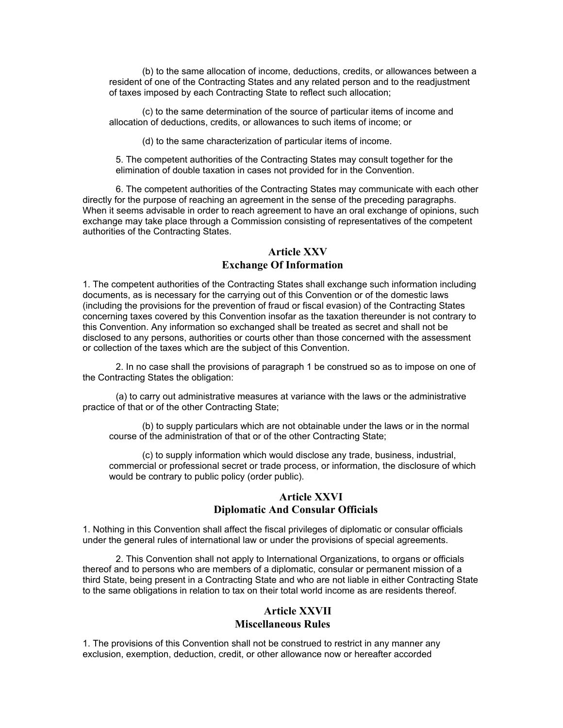(b) to the same allocation of income, deductions, credits, or allowances between a resident of one of the Contracting States and any related person and to the readjustment of taxes imposed by each Contracting State to reflect such allocation;

(c) to the same determination of the source of particular items of income and allocation of deductions, credits, or allowances to such items of income; or

(d) to the same characterization of particular items of income.

5. The competent authorities of the Contracting States may consult together for the elimination of double taxation in cases not provided for in the Convention.

6. The competent authorities of the Contracting States may communicate with each other directly for the purpose of reaching an agreement in the sense of the preceding paragraphs. When it seems advisable in order to reach agreement to have an oral exchange of opinions, such exchange may take place through a Commission consisting of representatives of the competent authorities of the Contracting States.

## Article XXV
## Exchange Of Information

1. The competent authorities of the Contracting States shall exchange such information including documents, as is necessary for the carrying out of this Convention or of the domestic laws (including the provisions for the prevention of fraud or fiscal evasion) of the Contracting States concerning taxes covered by this Convention insofar as the taxation thereunder is not contrary to this Convention. Any information so exchanged shall be treated as secret and shall not be disclosed to any persons, authorities or courts other than those concerned with the assessment or collection of the taxes which are the subject of this Convention.

2. In no case shall the provisions of paragraph 1 be construed so as to impose on one of the Contracting States the obligation:

(a) to carry out administrative measures at variance with the laws or the administrative practice of that or of the other Contracting State;

(b) to supply particulars which are not obtainable under the laws or in the normal course of the administration of that or of the other Contracting State;

(c) to supply information which would disclose any trade, business, industrial, commercial or professional secret or trade process, or information, the disclosure of which would be contrary to public policy (order public).

## Article XXVI
## Diplomatic And Consular Officials

1. Nothing in this Convention shall affect the fiscal privileges of diplomatic or consular officials under the general rules of international law or under the provisions of special agreements.

2. This Convention shall not apply to International Organizations, to organs or officials thereof and to persons who are members of a diplomatic, consular or permanent mission of a third State, being present in a Contracting State and who are not liable in either Contracting State to the same obligations in relation to tax on their total world income as are residents thereof.

## Article XXVII
## Miscellaneous Rules

1. The provisions of this Convention shall not be construed to restrict in any manner any exclusion, exemption, deduction, credit, or other allowance now or hereafter accorded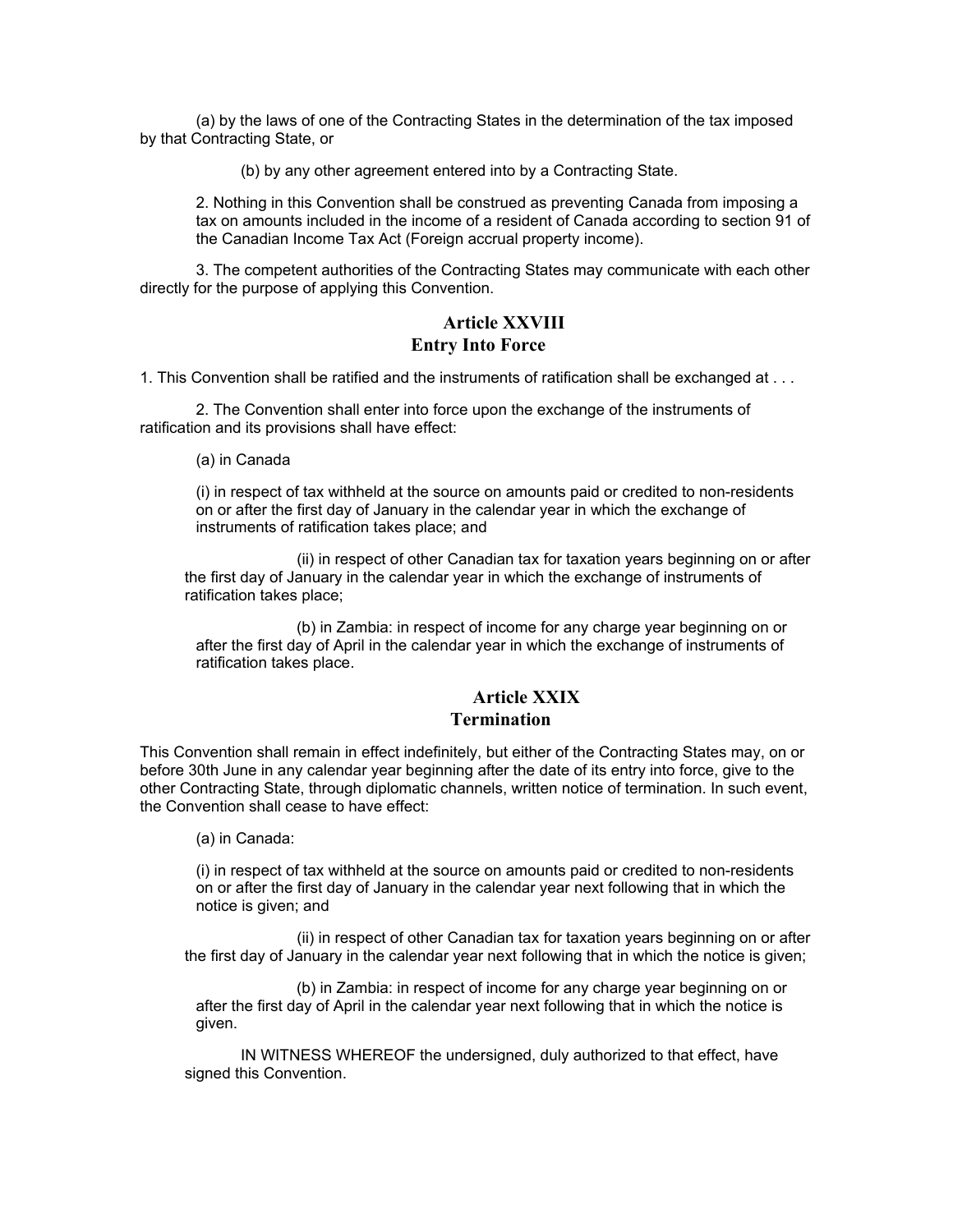(a) by the laws of one of the Contracting States in the determination of the tax imposed by that Contracting State, or

(b) by any other agreement entered into by a Contracting State.

2. Nothing in this Convention shall be construed as preventing Canada from imposing a tax on amounts included in the income of a resident of Canada according to section 91 of the Canadian Income Tax Act (Foreign accrual property income).

3. The competent authorities of the Contracting States may communicate with each other directly for the purpose of applying this Convention.

## Article XXVIII
## Entry Into Force

1. This Convention shall be ratified and the instruments of ratification shall be exchanged at . . .

2. The Convention shall enter into force upon the exchange of the instruments of ratification and its provisions shall have effect:

(a) in Canada

(i) in respect of tax withheld at the source on amounts paid or credited to non-residents on or after the first day of January in the calendar year in which the exchange of instruments of ratification takes place; and

(ii) in respect of other Canadian tax for taxation years beginning on or after the first day of January in the calendar year in which the exchange of instruments of ratification takes place;

(b) in Zambia: in respect of income for any charge year beginning on or after the first day of April in the calendar year in which the exchange of instruments of ratification takes place.

## Article XXIX
## Termination

This Convention shall remain in effect indefinitely, but either of the Contracting States may, on or before 30th June in any calendar year beginning after the date of its entry into force, give to the other Contracting State, through diplomatic channels, written notice of termination. In such event, the Convention shall cease to have effect:

(a) in Canada:

(i) in respect of tax withheld at the source on amounts paid or credited to non-residents on or after the first day of January in the calendar year next following that in which the notice is given; and

(ii) in respect of other Canadian tax for taxation years beginning on or after the first day of January in the calendar year next following that in which the notice is given;

(b) in Zambia: in respect of income for any charge year beginning on or after the first day of April in the calendar year next following that in which the notice is given.

IN WITNESS WHEREOF the undersigned, duly authorized to that effect, have signed this Convention.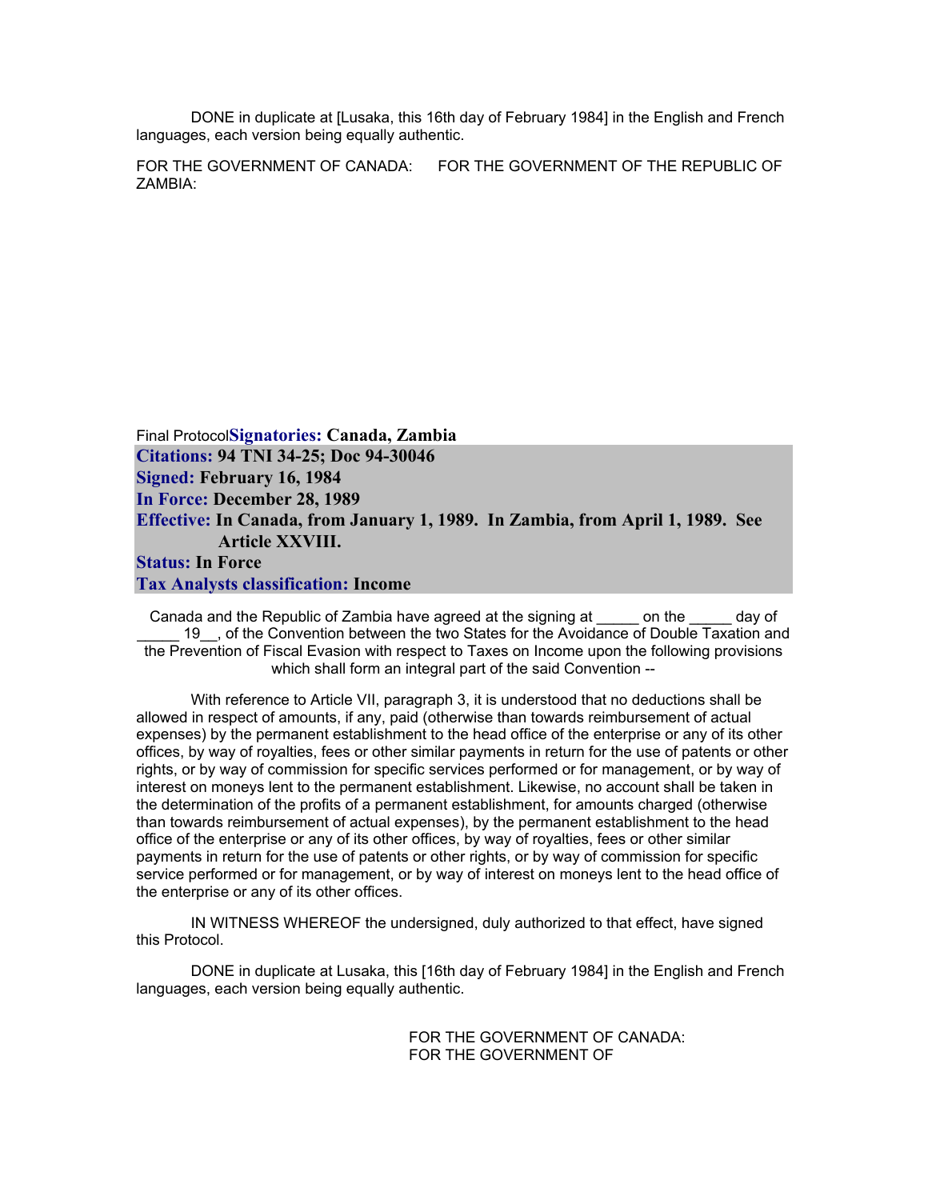DONE in duplicate at [Lusaka, this 16th day of February 1984] in the English and French languages, each version being equally authentic.

FOR THE GOVERNMENT OF CANADA: FOR THE GOVERNMENT OF THE REPUBLIC OF ZAMBIA:

Final Protocol**Signatories: Canada, Zambia**

**Citations: 94 TNI 34-25; Doc 94-30046**
**Signed: February 16, 1984**
**In Force: December 28, 1989**
**Effective: In Canada, from January 1, 1989. In Zambia, from April 1, 1989. See Article XXVIII.**
**Status: In Force**
**Tax Analysts classification: Income**

Canada and the Republic of Zambia have agreed at the signing at _____ on the _____ day of _____ 19__, of the Convention between the two States for the Avoidance of Double Taxation and the Prevention of Fiscal Evasion with respect to Taxes on Income upon the following provisions which shall form an integral part of the said Convention --

With reference to Article VII, paragraph 3, it is understood that no deductions shall be allowed in respect of amounts, if any, paid (otherwise than towards reimbursement of actual expenses) by the permanent establishment to the head office of the enterprise or any of its other offices, by way of royalties, fees or other similar payments in return for the use of patents or other rights, or by way of commission for specific services performed or for management, or by way of interest on moneys lent to the permanent establishment. Likewise, no account shall be taken in the determination of the profits of a permanent establishment, for amounts charged (otherwise than towards reimbursement of actual expenses), by the permanent establishment to the head office of the enterprise or any of its other offices, by way of royalties, fees or other similar payments in return for the use of patents or other rights, or by way of commission for specific service performed or for management, or by way of interest on moneys lent to the head office of the enterprise or any of its other offices.

IN WITNESS WHEREOF the undersigned, duly authorized to that effect, have signed this Protocol.

DONE in duplicate at Lusaka, this [16th day of February 1984] in the English and French languages, each version being equally authentic.

FOR THE GOVERNMENT OF CANADA:
FOR THE GOVERNMENT OF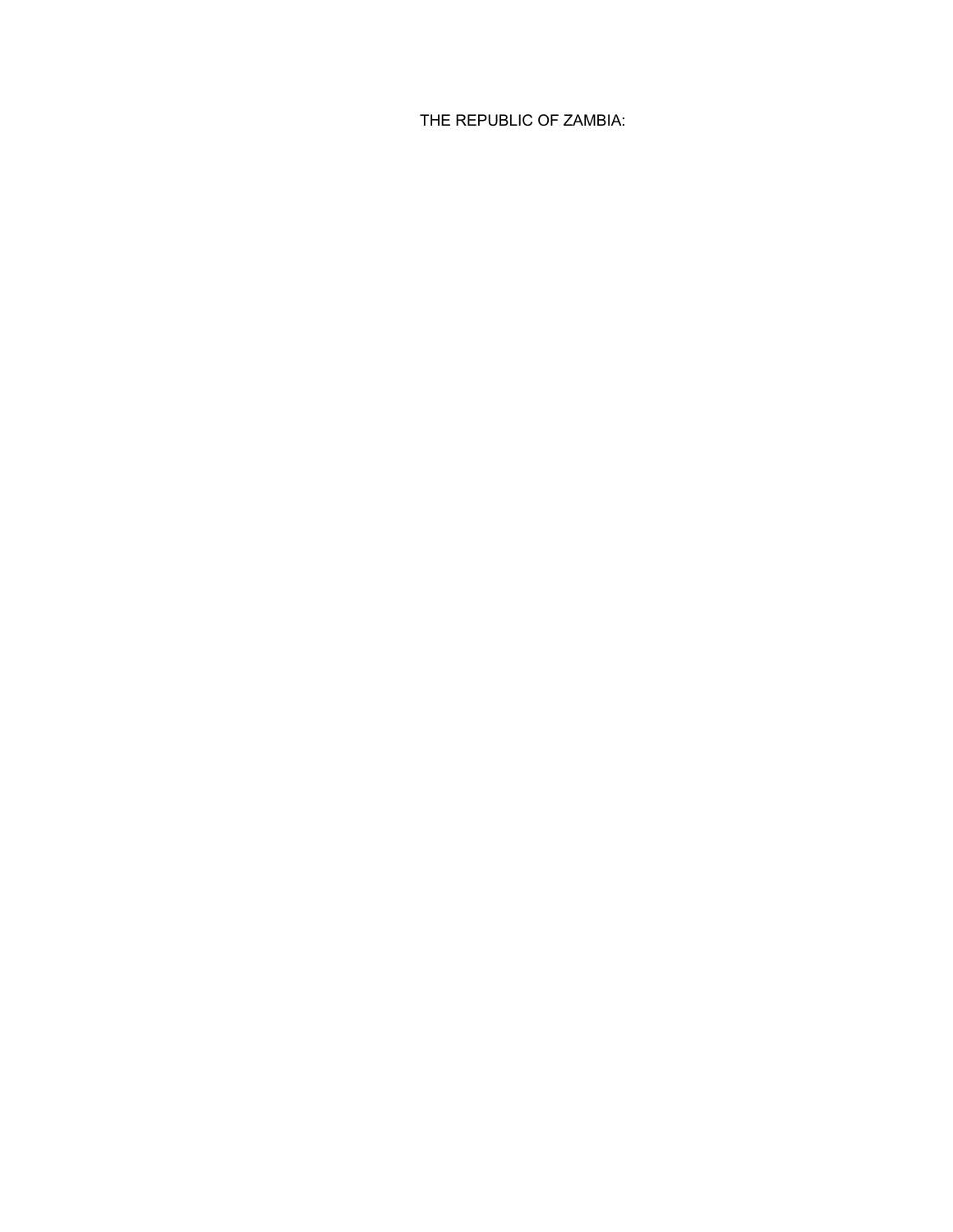THE REPUBLIC OF ZAMBIA: